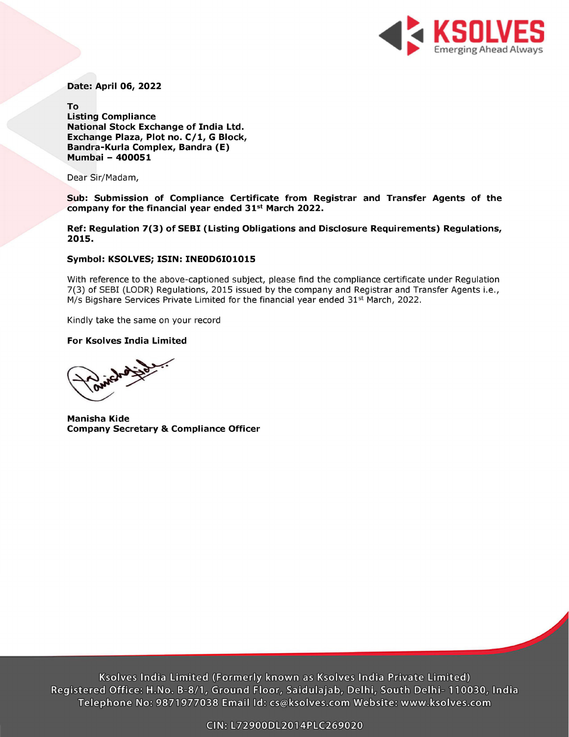**Date: April 06, 2022**

**To**
**Listing Compliance**
**National Stock Exchange of India Ltd.**
**Exchange Plaza, Plot no. C/1, G Block,**
**Bandra-Kurla Complex, Bandra (E)**
**Mumbai – 400051**

Dear Sir/Madam,

**Sub: Submission of Compliance Certificate from Registrar and Transfer Agents of the company for the financial year ended 31st March 2022.**

**Ref: Regulation 7(3) of SEBI (Listing Obligations and Disclosure Requirements) Regulations, 2015.**

**Symbol: KSOLVES; ISIN: INE0D6I01015**

With reference to the above-captioned subject, please find the compliance certificate under Regulation 7(3) of SEBI (LODR) Regulations, 2015 issued by the company and Registrar and Transfer Agents i.e., M/s Bigshare Services Private Limited for the financial year ended 31st March, 2022.

Kindly take the same on your record

**For Ksolves India Limited**

**Manisha Kide**
**Company Secretary & Compliance Officer**

Ksolves India Limited (Formerly known as Ksolves India Private Limited)
Registered Office: H.No. B-8/1, Ground Floor, Saidulajab, Delhi, South Delhi- 110030, India
Telephone No: 9871977038 Email Id: cs@ksolves.com Website: www.ksolves.com

CIN: L72900DL2014PLC269020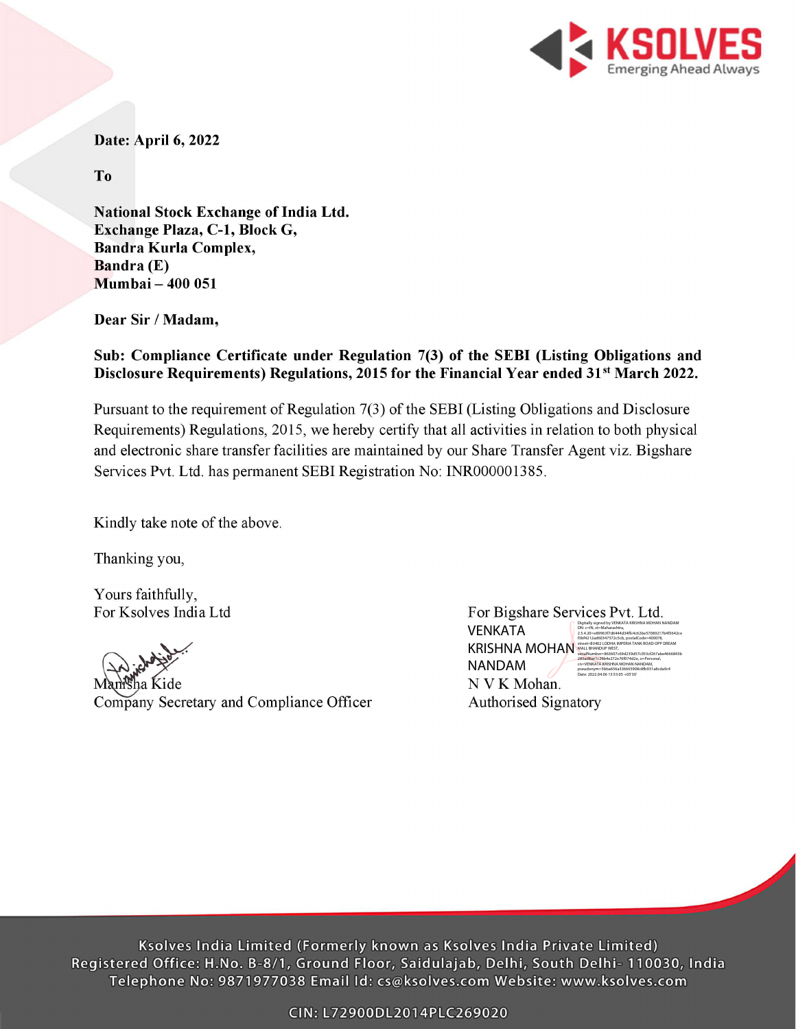**Date: April 6, 2022**

**To**

**National Stock Exchange of India Ltd.**
**Exchange Plaza, C-1, Block G,**
**Bandra Kurla Complex,**
**Bandra (E)**
**Mumbai – 400 051**

**Dear Sir / Madam,**

**Sub: Compliance Certificate under Regulation 7(3) of the SEBI (Listing Obligations and Disclosure Requirements) Regulations, 2015 for the Financial Year ended 31st March 2022.**

Pursuant to the requirement of Regulation 7(3) of the SEBI (Listing Obligations and Disclosure Requirements) Regulations, 2015, we hereby certify that all activities in relation to both physical and electronic share transfer facilities are maintained by our Share Transfer Agent viz. Bigshare Services Pvt. Ltd. has permanent SEBI Registration No: INR000001385.

Kindly take note of the above.

Thanking you,

Yours faithfully,
For Ksolves India Ltd

Manisha Kide
Company Secretary and Compliance Officer

For Bigshare Services Pvt. Ltd.
VENKATA KRISHNA MOHAN NANDAM
N V K Mohan.
Authorised Signatory

Ksolves India Limited (Formerly known as Ksolves India Private Limited)
Registered Office: H.No. B-8/1, Ground Floor, Saidulajab, Delhi, South Delhi- 110030, India
Telephone No: 9871977038 Email Id: cs@ksolves.com Website: www.ksolves.com

CIN: L72900DL2014PLC269020